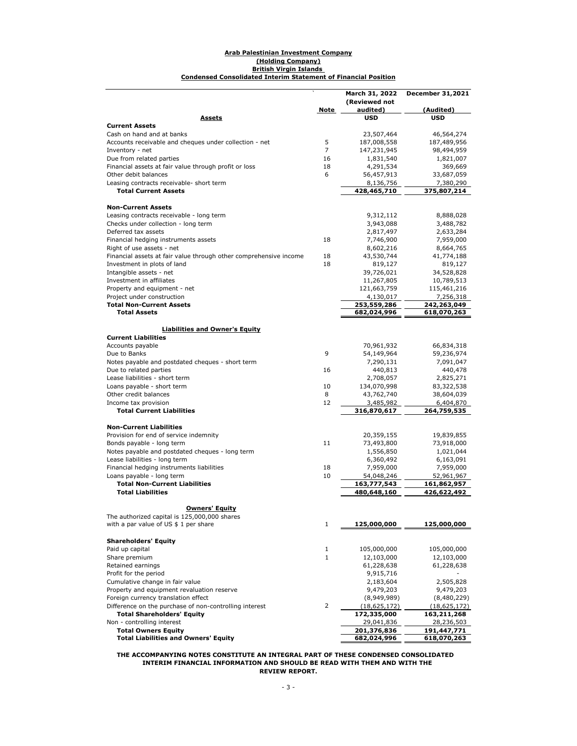**Arab Palestinian Investment Company**
**(Holding Company)**
**British Virgin Islands**
**Condensed Consolidated Interim Statement of Financial Position**

| | Note | March 31, 2022 (Reviewed not audited) | December 31,2021 (Audited) |
|---|---|---|---|
| **Assets** | | **USD** | **USD** |
| **Current Assets** | | | |
| Cash on hand and at banks | | 23,507,464 | 46,564,274 |
| Accounts receivable and cheques under collection - net | 5 | 187,008,558 | 187,489,956 |
| Inventory - net | 7 | 147,231,945 | 98,494,959 |
| Due from related parties | 16 | 1,831,540 | 1,821,007 |
| Financial assets at fair value through profit or loss | 18 | 4,291,534 | 369,669 |
| Other debit balances | 6 | 56,457,913 | 33,687,059 |
| Leasing contracts receivable- short term | | 8,136,756 | 7,380,290 |
| **Total Current Assets** | | **428,465,710** | **375,807,214** |
| **Non-Current Assets** | | | |
| Leasing contracts receivable - long term | | 9,312,112 | 8,888,028 |
| Checks under collection - long term | | 3,943,088 | 3,488,782 |
| Deferred tax assets | | 2,817,497 | 2,633,284 |
| Financial hedging instruments assets | 18 | 7,746,900 | 7,959,000 |
| Right of use assets - net | | 8,602,216 | 8,664,765 |
| Financial assets at fair value through other comprehensive income | 18 | 43,530,744 | 41,774,188 |
| Investment in plots of land | 18 | 819,127 | 819,127 |
| Intangible assets - net | | 39,726,021 | 34,528,828 |
| Investment in affiliates | | 11,267,805 | 10,789,513 |
| Property and equipment - net | | 121,663,759 | 115,461,216 |
| Project under construction | | 4,130,017 | 7,256,318 |
| **Total Non-Current Assets** | | **253,559,286** | **242,263,049** |
| **Total Assets** | | **682,024,996** | **618,070,263** |
| **Liabilities and Owner's Equity** | | | |
| **Current Liabilities** | | | |
| Accounts payable | | 70,961,932 | 66,834,318 |
| Due to Banks | 9 | 54,149,964 | 59,236,974 |
| Notes payable and postdated cheques - short term | | 7,290,131 | 7,091,047 |
| Due to related parties | 16 | 440,813 | 440,478 |
| Lease liabilities - short term | | 2,708,057 | 2,825,271 |
| Loans payable - short term | 10 | 134,070,998 | 83,322,538 |
| Other credit balances | 8 | 43,762,740 | 38,604,039 |
| Income tax provision | 12 | 3,485,982 | 6,404,870 |
| **Total Current Liabilities** | | **316,870,617** | **264,759,535** |
| **Non-Current Liabilities** | | | |
| Provision for end of service indemnity | | 20,359,155 | 19,839,855 |
| Bonds payable - long term | 11 | 73,493,800 | 73,918,000 |
| Notes payable and postdated cheques - long term | | 1,556,850 | 1,021,044 |
| Lease liabilities - long term | | 6,360,492 | 6,163,091 |
| Financial hedging instruments liabilities | 18 | 7,959,000 | 7,959,000 |
| Loans payable - long term | 10 | 54,048,246 | 52,961,967 |
| **Total Non-Current Liabilities** | | **163,777,543** | **161,862,957** |
| **Total Liabilities** | | **480,648,160** | **426,622,492** |
| **Owners' Equity** | | | |
| The authorized capital is 125,000,000 shares with a par value of US $ 1 per share | 1 | **125,000,000** | **125,000,000** |
| **Shareholders' Equity** | | | |
| Paid up capital | 1 | 105,000,000 | 105,000,000 |
| Share premium | 1 | 12,103,000 | 12,103,000 |
| Retained earnings | | 61,228,638 | 61,228,638 |
| Profit for the period | | 9,915,716 | - |
| Cumulative change in fair value | | 2,183,604 | 2,505,828 |
| Property and equipment revaluation reserve | | 9,479,203 | 9,479,203 |
| Foreign currency translation effect | | (8,949,989) | (8,480,229) |
| Difference on the purchase of non-controlling interest | 2 | (18,625,172) | (18,625,172) |
| **Total Shareholders' Equity** | | **172,335,000** | **163,211,268** |
| Non - controlling interest | | 29,041,836 | 28,236,503 |
| **Total Owners Equity** | | **201,376,836** | **191,447,771** |
| **Total Liabilities and Owners' Equity** | | **682,024,996** | **618,070,263** |

**THE ACCOMPANYING NOTES CONSTITUTE AN INTEGRAL PART OF THESE CONDENSED CONSOLIDATED INTERIM FINANCIAL INFORMATION AND SHOULD BE READ WITH THEM AND WITH THE REVIEW REPORT.**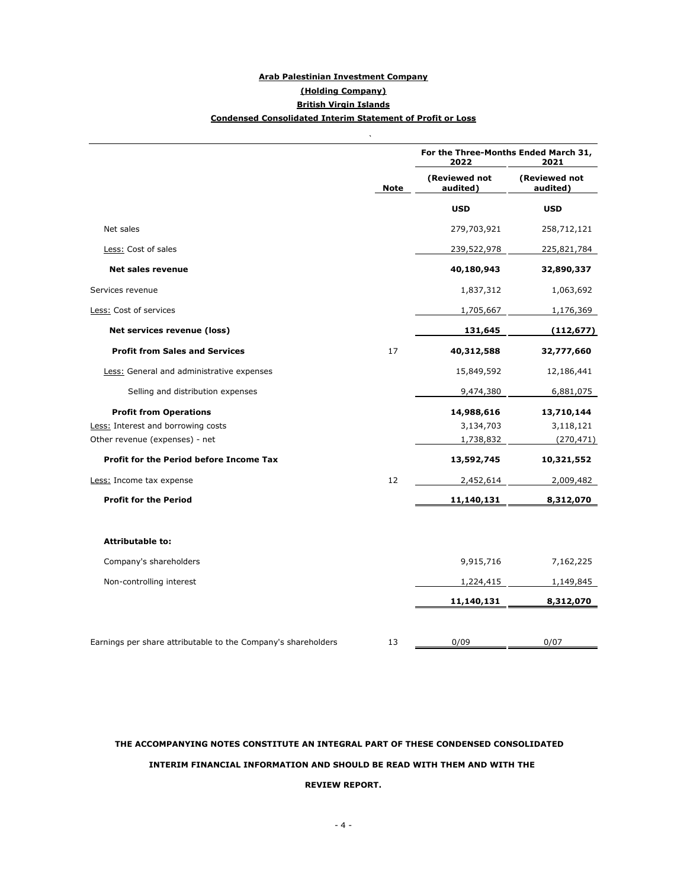**Arab Palestinian Investment Company**

**(Holding Company)**

**British Virgin Islands**

**Condensed Consolidated Interim Statement of Profit or Loss**

| | Note | For the Three-Months Ended March 31, 2022 | 2021 |
|---|---|---|---|
| | | (Reviewed not audited) | (Reviewed not audited) |
| | | **USD** | **USD** |
| Net sales | | 279,703,921 | 258,712,121 |
| Less: Cost of sales | | 239,522,978 | 225,821,784 |
| **Net sales revenue** | | **40,180,943** | **32,890,337** |
| Services revenue | | 1,837,312 | 1,063,692 |
| Less: Cost of services | | 1,705,667 | 1,176,369 |
| **Net services revenue (loss)** | | **131,645** | **(112,677)** |
| **Profit from Sales and Services** | 17 | **40,312,588** | **32,777,660** |
| Less: General and administrative expenses | | 15,849,592 | 12,186,441 |
| Selling and distribution expenses | | 9,474,380 | 6,881,075 |
| **Profit from Operations** | | **14,988,616** | **13,710,144** |
| Less: Interest and borrowing costs | | 3,134,703 | 3,118,121 |
| Other revenue (expenses) - net | | 1,738,832 | (270,471) |
| **Profit for the Period before Income Tax** | | **13,592,745** | **10,321,552** |
| Less: Income tax expense | 12 | 2,452,614 | 2,009,482 |
| **Profit for the Period** | | **11,140,131** | **8,312,070** |
| **Attributable to:** | | | |
| Company's shareholders | | 9,915,716 | 7,162,225 |
| Non-controlling interest | | 1,224,415 | 1,149,845 |
| | | **11,140,131** | **8,312,070** |
| Earnings per share attributable to the Company's shareholders | 13 | 0/09 | 0/07 |

**THE ACCOMPANYING NOTES CONSTITUTE AN INTEGRAL PART OF THESE CONDENSED CONSOLIDATED INTERIM FINANCIAL INFORMATION AND SHOULD BE READ WITH THEM AND WITH THE REVIEW REPORT.**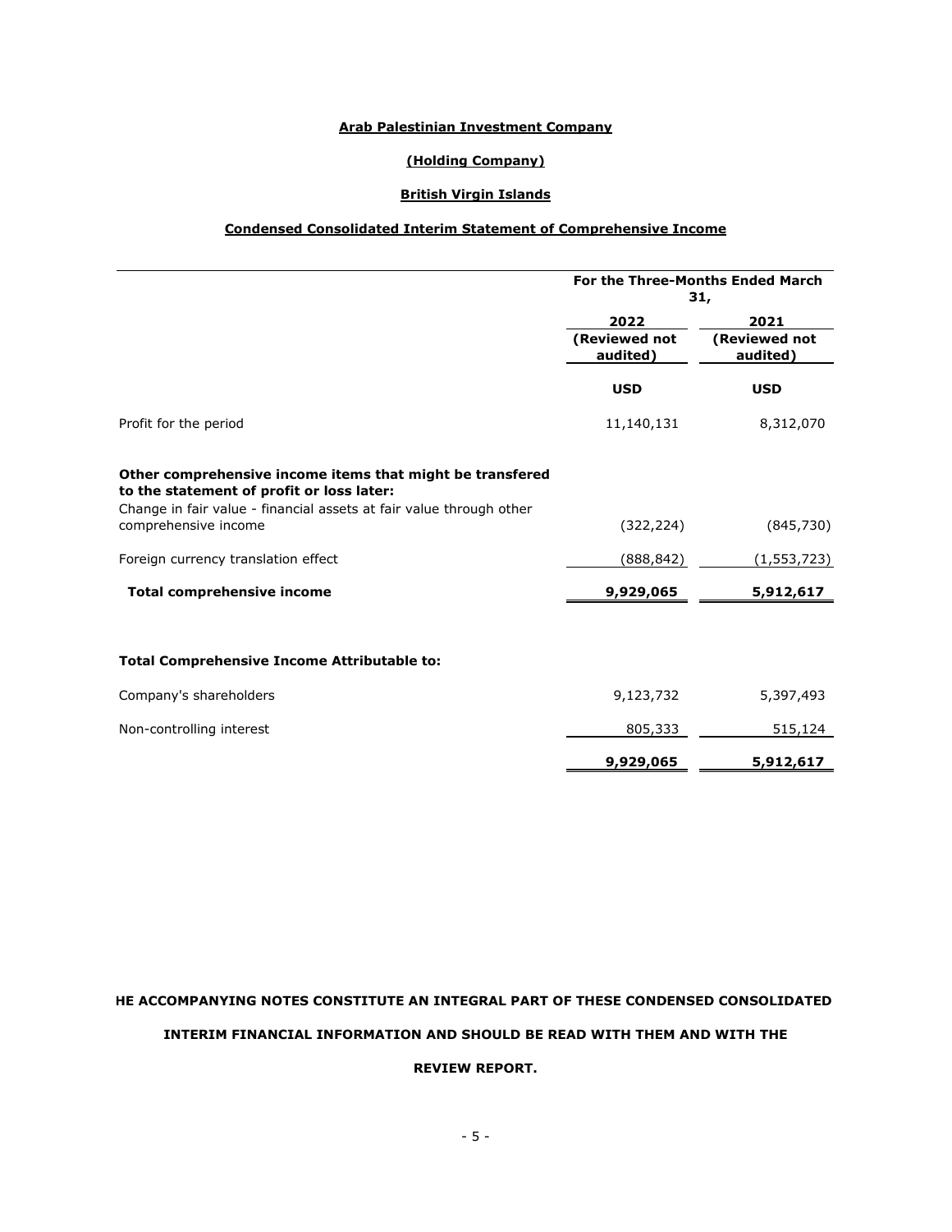**Arab Palestinian Investment Company**

**(Holding Company)**

**British Virgin Islands**

**Condensed Consolidated Interim Statement of Comprehensive Income**

| | For the Three-Months Ended March 31, | |
|---|---|---|
| | 2022 (Reviewed not audited) | 2021 (Reviewed not audited) |
| | USD | USD |
| Profit for the period | 11,140,131 | 8,312,070 |
| **Other comprehensive income items that might be transfered to the statement of profit or loss later:** | | |
| Change in fair value - financial assets at fair value through other comprehensive income | (322,224) | (845,730) |
| Foreign currency translation effect | (888,842) | (1,553,723) |
| **Total comprehensive income** | **9,929,065** | **5,912,617** |
| **Total Comprehensive Income Attributable to:** | | |
| Company's shareholders | 9,123,732 | 5,397,493 |
| Non-controlling interest | 805,333 | 515,124 |
| | **9,929,065** | **5,912,617** |

**HE ACCOMPANYING NOTES CONSTITUTE AN INTEGRAL PART OF THESE CONDENSED CONSOLIDATED INTERIM FINANCIAL INFORMATION AND SHOULD BE READ WITH THEM AND WITH THE REVIEW REPORT.**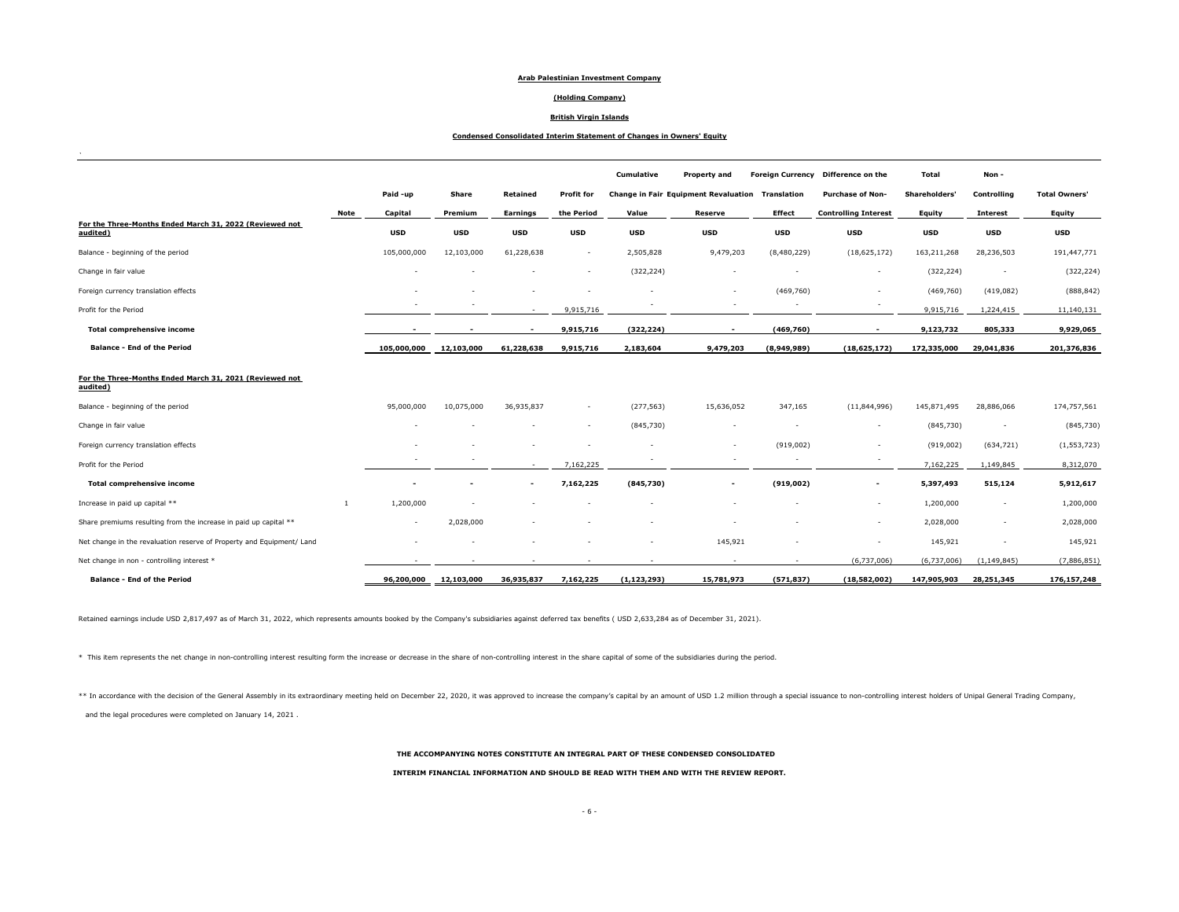**Arab Palestinian Investment Company**

**(Holding Company)**

**British Virgin Islands**

**Condensed Consolidated Interim Statement of Changes in Owners' Equity**

| | Note | Paid -up Capital | Share Premium | Retained Earnings | Profit for the Period | Cumulative Change in Fair Value | Property and Equipment Revaluation Reserve | Foreign Currency Translation Effect | Difference on the Purchase of Non-Controlling Interest | Total Shareholders' Equity | Non - Controlling Interest | Total Owners' Equity |
|---|---|---|---|---|---|---|---|---|---|---|---|---|
| **For the Three-Months Ended March 31, 2022 (Reviewed not audited)** | | **USD** | **USD** | **USD** | **USD** | **USD** | **USD** | **USD** | **USD** | **USD** | **USD** | **USD** |
| Balance - beginning of the period | | 105,000,000 | 12,103,000 | 61,228,638 | - | 2,505,828 | 9,479,203 | (8,480,229) | (18,625,172) | 163,211,268 | 28,236,503 | 191,447,771 |
| Change in fair value | | - | - | - | - | (322,224) | - | - | - | (322,224) | - | (322,224) |
| Foreign currency translation effects | | - | - | - | - | - | - | (469,760) | - | (469,760) | (419,082) | (888,842) |
| Profit for the Period | | - | - | - | 9,915,716 | - | - | - | - | 9,915,716 | 1,224,415 | 11,140,131 |
| **Total comprehensive income** | | **-** | **-** | **-** | **9,915,716** | **(322,224)** | **-** | **(469,760)** | **-** | **9,123,732** | **805,333** | **9,929,065** |
| **Balance - End of the Period** | | **105,000,000** | **12,103,000** | **61,228,638** | **9,915,716** | **2,183,604** | **9,479,203** | **(8,949,989)** | **(18,625,172)** | **172,335,000** | **29,041,836** | **201,376,836** |
| **For the Three-Months Ended March 31, 2021 (Reviewed not audited)** | | | | | | | | | | | | |
| Balance - beginning of the period | | 95,000,000 | 10,075,000 | 36,935,837 | - | (277,563) | 15,636,052 | 347,165 | (11,844,996) | 145,871,495 | 28,886,066 | 174,757,561 |
| Change in fair value | | - | - | - | - | (845,730) | - | - | - | (845,730) | - | (845,730) |
| Foreign currency translation effects | | - | - | - | - | - | - | (919,002) | - | (919,002) | (634,721) | (1,553,723) |
| Profit for the Period | | - | - | - | 7,162,225 | - | - | - | - | 7,162,225 | 1,149,845 | 8,312,070 |
| **Total comprehensive income** | | **-** | **-** | **-** | **7,162,225** | **(845,730)** | **-** | **(919,002)** | **-** | **5,397,493** | **515,124** | **5,912,617** |
| Increase in paid up capital ** | 1 | 1,200,000 | - | - | - | - | - | - | - | 1,200,000 | - | 1,200,000 |
| Share premiums resulting from the increase in paid up capital ** | | - | 2,028,000 | - | - | - | - | - | - | 2,028,000 | - | 2,028,000 |
| Net change in the revaluation reserve of Property and Equipment/ Land | | - | - | - | - | - | 145,921 | - | - | 145,921 | - | 145,921 |
| Net change in non - controlling interest * | | - | - | - | - | - | - | - | (6,737,006) | (6,737,006) | (1,149,845) | (7,886,851) |
| **Balance - End of the Period** | | **96,200,000** | **12,103,000** | **36,935,837** | **7,162,225** | **(1,123,293)** | **15,781,973** | **(571,837)** | **(18,582,002)** | **147,905,903** | **28,251,345** | **176,157,248** |

Retained earnings include USD 2,817,497 as of March 31, 2022, which represents amounts booked by the Company's subsidiaries against deferred tax benefits ( USD 2,633,284 as of December 31, 2021).

* This item represents the net change in non-controlling interest resulting form the increase or decrease in the share of non-controlling interest in the share capital of some of the subsidiaries during the period.

** In accordance with the decision of the General Assembly in its extraordinary meeting held on December 22, 2020, it was approved to increase the company's capital by an amount of USD 1.2 million through a special issuance to non-controlling interest holders of Unipal General Trading Company, and the legal procedures were completed on January 14, 2021 .

**THE ACCOMPANYING NOTES CONSTITUTE AN INTEGRAL PART OF THESE CONDENSED CONSOLIDATED INTERIM FINANCIAL INFORMATION AND SHOULD BE READ WITH THEM AND WITH THE REVIEW REPORT.**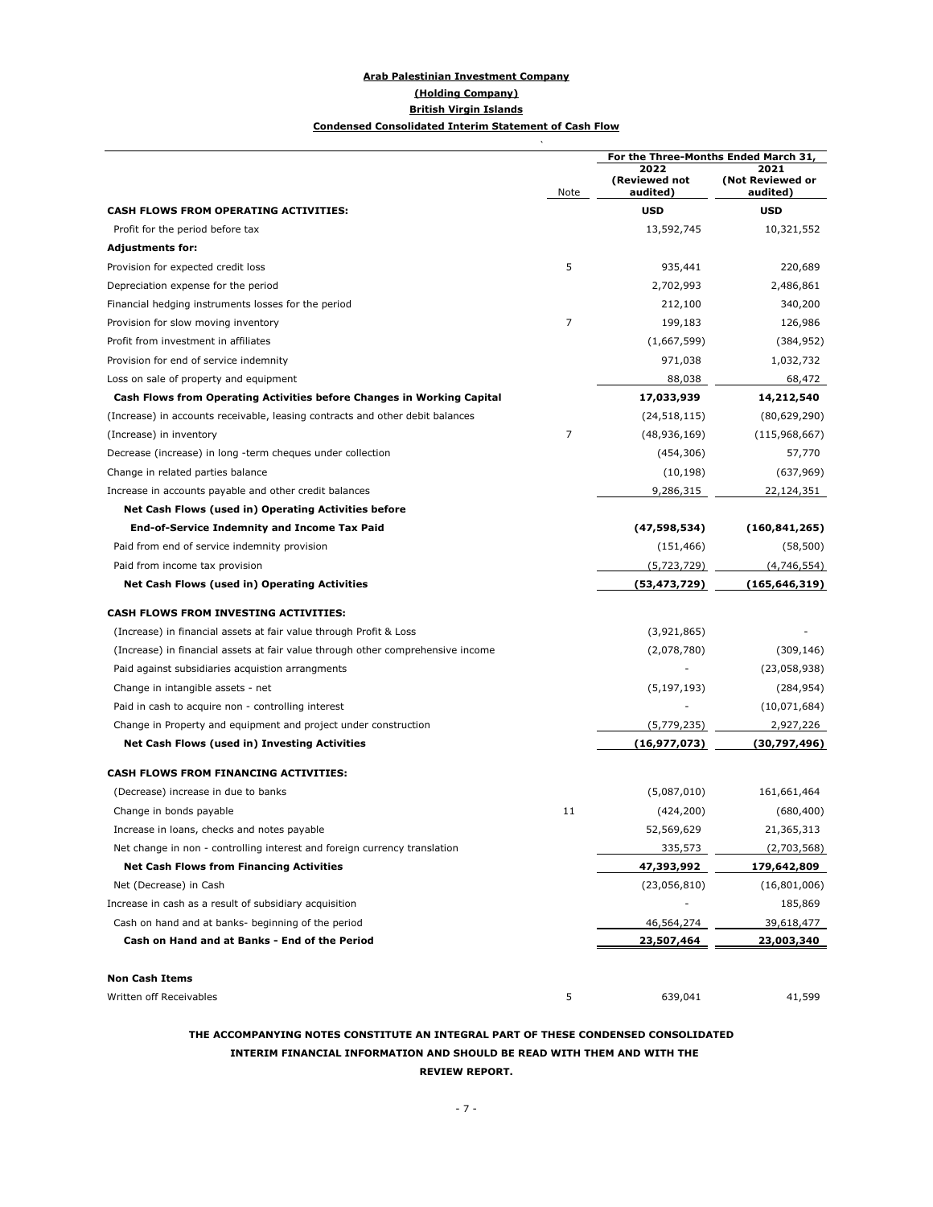**Arab Palestinian Investment Company**

**(Holding Company)**

**British Virgin Islands**

**Condensed Consolidated Interim Statement of Cash Flow**

| | Note | For the Three-Months Ended March 31, 2022 (Reviewed not audited) | 2021 (Not Reviewed or audited) |
|---|---|---|---|
| **CASH FLOWS FROM OPERATING ACTIVITIES:** | | **USD** | **USD** |
| Profit for the period before tax | | 13,592,745 | 10,321,552 |
| **Adjustments for:** | | | |
| Provision for expected credit loss | 5 | 935,441 | 220,689 |
| Depreciation expense for the period | | 2,702,993 | 2,486,861 |
| Financial hedging instruments losses for the period | | 212,100 | 340,200 |
| Provision for slow moving inventory | 7 | 199,183 | 126,986 |
| Profit from investment in affiliates | | (1,667,599) | (384,952) |
| Provision for end of service indemnity | | 971,038 | 1,032,732 |
| Loss on sale of property and equipment | | 88,038 | 68,472 |
| **Cash Flows from Operating Activities before Changes in Working Capital** | | **17,033,939** | **14,212,540** |
| (Increase) in accounts receivable, leasing contracts and other debit balances | | (24,518,115) | (80,629,290) |
| (Increase) in inventory | 7 | (48,936,169) | (115,968,667) |
| Decrease (increase) in long -term cheques under collection | | (454,306) | 57,770 |
| Change in related parties balance | | (10,198) | (637,969) |
| Increase in accounts payable and other credit balances | | 9,286,315 | 22,124,351 |
| **Net Cash Flows (used in) Operating Activities before End-of-Service Indemnity and Income Tax Paid** | | **(47,598,534)** | **(160,841,265)** |
| Paid from end of service indemnity provision | | (151,466) | (58,500) |
| Paid from income tax provision | | (5,723,729) | (4,746,554) |
| **Net Cash Flows (used in) Operating Activities** | | **(53,473,729)** | **(165,646,319)** |
| **CASH FLOWS FROM INVESTING ACTIVITIES:** | | | |
| (Increase) in financial assets at fair value through Profit & Loss | | (3,921,865) | - |
| (Increase) in financial assets at fair value through other comprehensive income | | (2,078,780) | (309,146) |
| Paid against subsidiaries acquistion arrangments | | - | (23,058,938) |
| Change in intangible assets - net | | (5,197,193) | (284,954) |
| Paid in cash to acquire non - controlling interest | | - | (10,071,684) |
| Change in Property and equipment and project under construction | | (5,779,235) | 2,927,226 |
| **Net Cash Flows (used in) Investing Activities** | | **(16,977,073)** | **(30,797,496)** |
| **CASH FLOWS FROM FINANCING ACTIVITIES:** | | | |
| (Decrease) increase in due to banks | | (5,087,010) | 161,661,464 |
| Change in bonds payable | 11 | (424,200) | (680,400) |
| Increase in loans, checks and notes payable | | 52,569,629 | 21,365,313 |
| Net change in non - controlling interest and foreign currency translation | | 335,573 | (2,703,568) |
| **Net Cash Flows from Financing Activities** | | **47,393,992** | **179,642,809** |
| Net (Decrease) in Cash | | (23,056,810) | (16,801,006) |
| Increase in cash as a result of subsidiary acquisition | | - | 185,869 |
| Cash on hand and at banks- beginning of the period | | 46,564,274 | 39,618,477 |
| **Cash on Hand and at Banks - End of the Period** | | **23,507,464** | **23,003,340** |
| | | | |
| **Non Cash Items** | | | |
| Written off Receivables | 5 | 639,041 | 41,599 |

**THE ACCOMPANYING NOTES CONSTITUTE AN INTEGRAL PART OF THESE CONDENSED CONSOLIDATED INTERIM FINANCIAL INFORMATION AND SHOULD BE READ WITH THEM AND WITH THE REVIEW REPORT.**